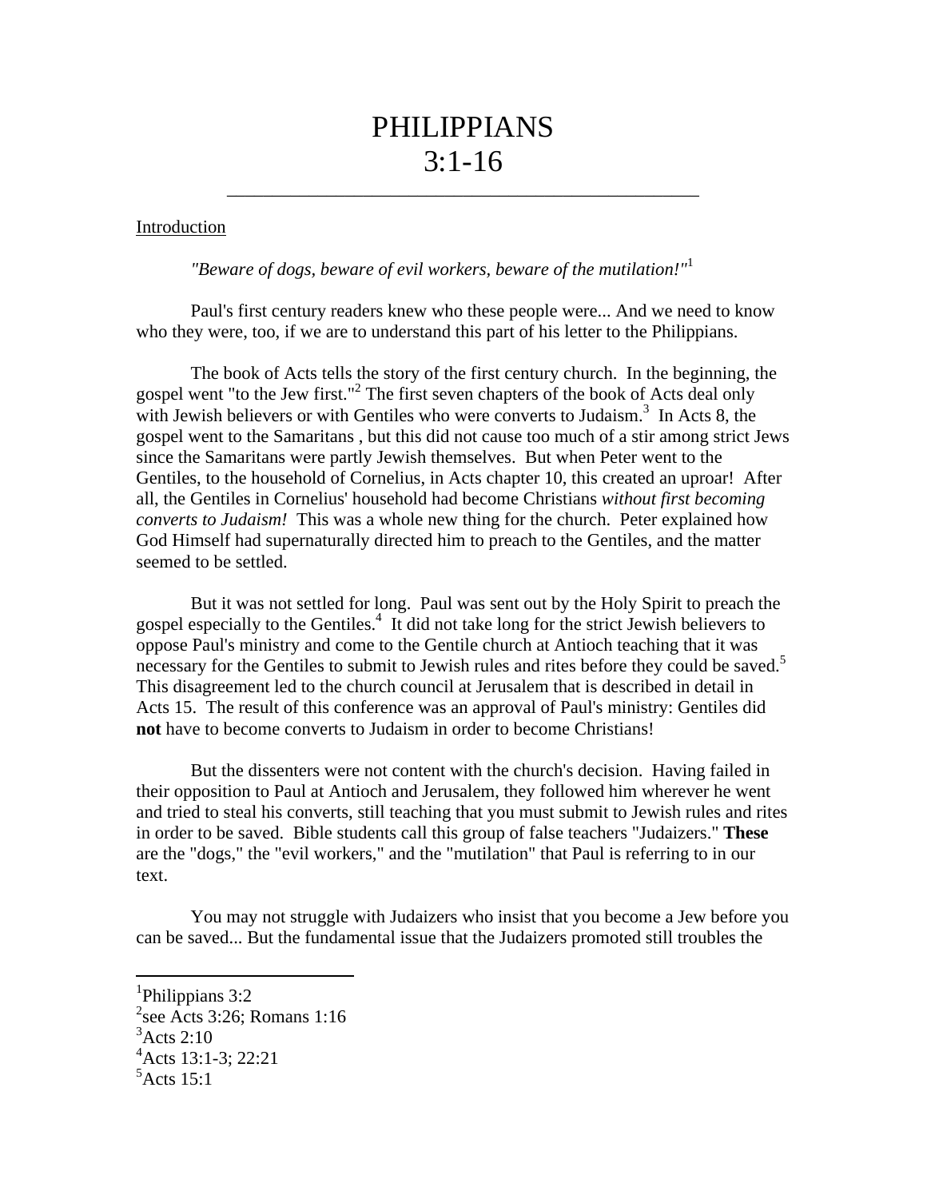# PHILIPPIANS 3:1-16

---

Introduction

*"Beware of dogs, beware of evil workers, beware of the mutilation!"*[1]

Paul's first century readers knew who these people were... And we need to know who they were, too, if we are to understand this part of his letter to the Philippians.

The book of Acts tells the story of the first century church. In the beginning, the gospel went "to the Jew first."[2] The first seven chapters of the book of Acts deal only with Jewish believers or with Gentiles who were converts to Judaism.[3] In Acts 8, the gospel went to the Samaritans , but this did not cause too much of a stir among strict Jews since the Samaritans were partly Jewish themselves. But when Peter went to the Gentiles, to the household of Cornelius, in Acts chapter 10, this created an uproar! After all, the Gentiles in Cornelius' household had become Christians *without first becoming converts to Judaism!* This was a whole new thing for the church. Peter explained how God Himself had supernaturally directed him to preach to the Gentiles, and the matter seemed to be settled.

But it was not settled for long. Paul was sent out by the Holy Spirit to preach the gospel especially to the Gentiles.[4] It did not take long for the strict Jewish believers to oppose Paul's ministry and come to the Gentile church at Antioch teaching that it was necessary for the Gentiles to submit to Jewish rules and rites before they could be saved.[5] This disagreement led to the church council at Jerusalem that is described in detail in Acts 15. The result of this conference was an approval of Paul's ministry: Gentiles did **not** have to become converts to Judaism in order to become Christians!

But the dissenters were not content with the church's decision. Having failed in their opposition to Paul at Antioch and Jerusalem, they followed him wherever he went and tried to steal his converts, still teaching that you must submit to Jewish rules and rites in order to be saved. Bible students call this group of false teachers "Judaizers." **These** are the "dogs," the "evil workers," and the "mutilation" that Paul is referring to in our text.

You may not struggle with Judaizers who insist that you become a Jew before you can be saved... But the fundamental issue that the Judaizers promoted still troubles the

---

[1] Philippians 3:2
[2] see Acts 3:26; Romans 1:16
[3] Acts 2:10
[4] Acts 13:1-3; 22:21
[5] Acts 15:1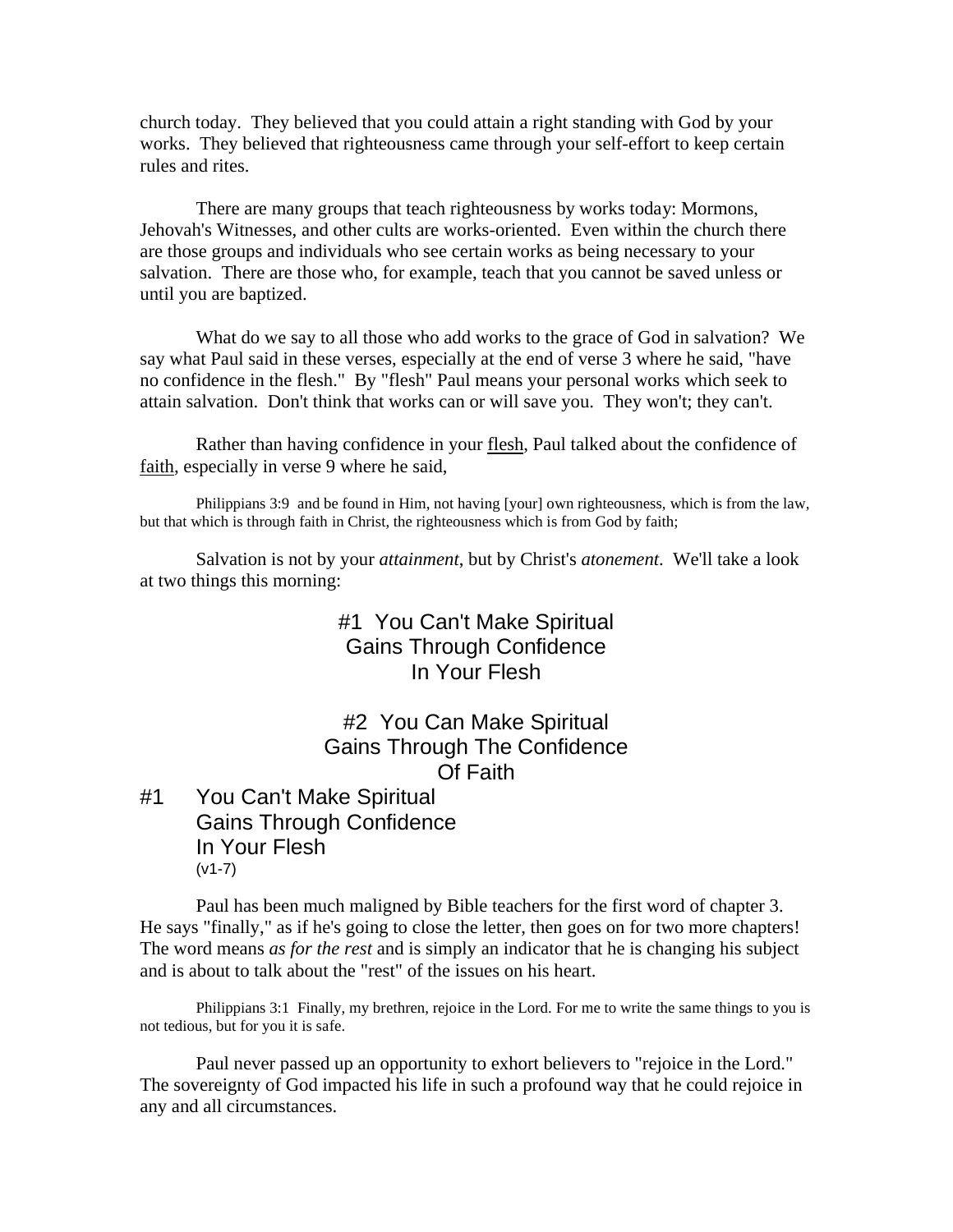church today. They believed that you could attain a right standing with God by your works. They believed that righteousness came through your self-effort to keep certain rules and rites.

There are many groups that teach righteousness by works today: Mormons, Jehovah's Witnesses, and other cults are works-oriented. Even within the church there are those groups and individuals who see certain works as being necessary to your salvation. There are those who, for example, teach that you cannot be saved unless or until you are baptized.

What do we say to all those who add works to the grace of God in salvation? We say what Paul said in these verses, especially at the end of verse 3 where he said, "have no confidence in the flesh." By "flesh" Paul means your personal works which seek to attain salvation. Don't think that works can or will save you. They won't; they can't.

Rather than having confidence in your <u>flesh</u>, Paul talked about the confidence of <u>faith</u>, especially in verse 9 where he said,

> Philippians 3:9 and be found in Him, not having [your] own righteousness, which is from the law, but that which is through faith in Christ, the righteousness which is from God by faith;

Salvation is not by your *attainment*, but by Christ's *atonement*. We'll take a look at two things this morning:

#1 You Can't Make Spiritual Gains Through Confidence In Your Flesh

#2 You Can Make Spiritual Gains Through The Confidence Of Faith

## #1 You Can't Make Spiritual Gains Through Confidence In Your Flesh

(v1-7)

Paul has been much maligned by Bible teachers for the first word of chapter 3. He says "finally," as if he's going to close the letter, then goes on for two more chapters! The word means *as for the rest* and is simply an indicator that he is changing his subject and is about to talk about the "rest" of the issues on his heart.

> Philippians 3:1 Finally, my brethren, rejoice in the Lord. For me to write the same things to you is not tedious, but for you it is safe.

Paul never passed up an opportunity to exhort believers to "rejoice in the Lord." The sovereignty of God impacted his life in such a profound way that he could rejoice in any and all circumstances.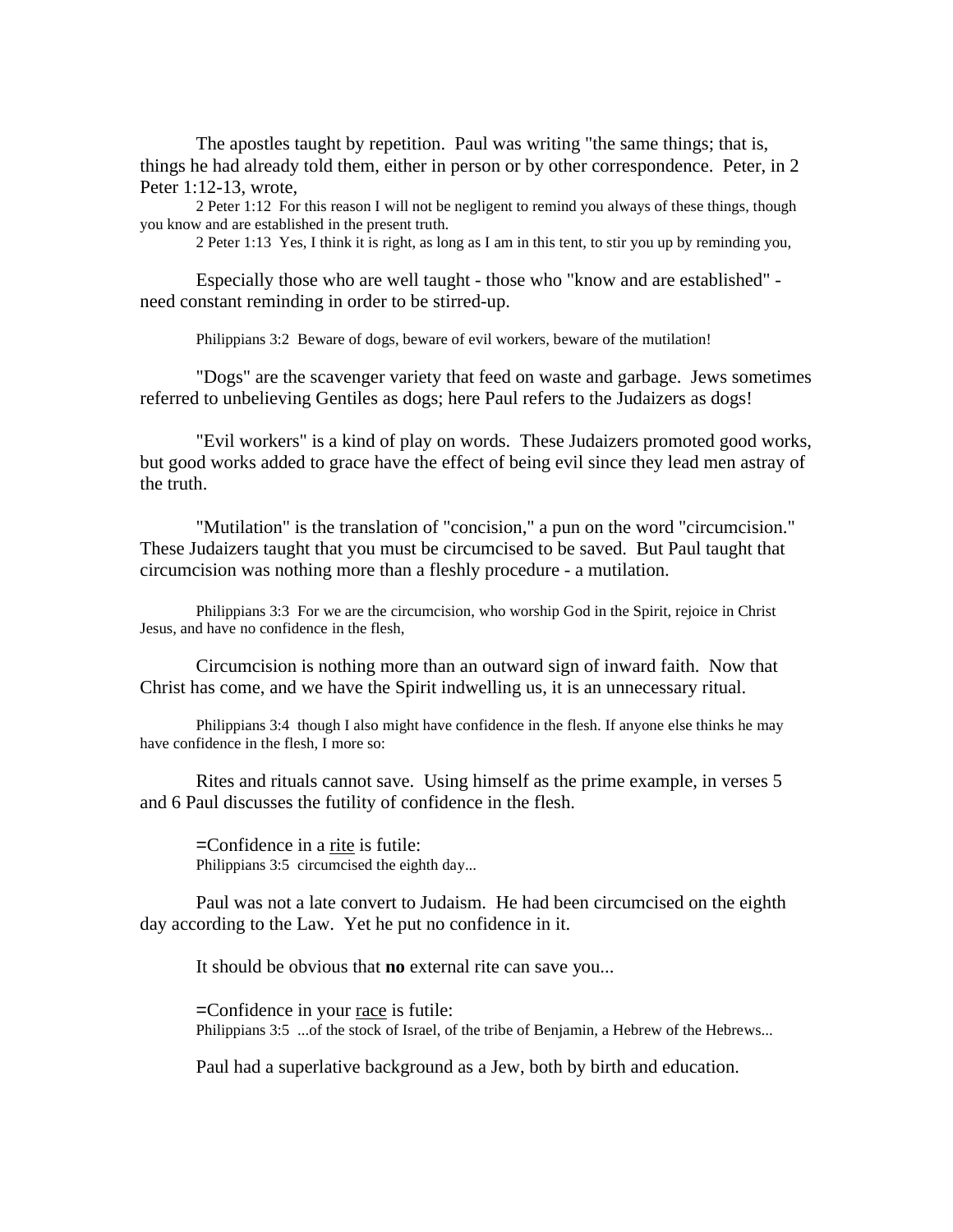The apostles taught by repetition. Paul was writing "the same things; that is, things he had already told them, either in person or by other correspondence. Peter, in 2 Peter 1:12-13, wrote,

2 Peter 1:12 For this reason I will not be negligent to remind you always of these things, though you know and are established in the present truth.

2 Peter 1:13 Yes, I think it is right, as long as I am in this tent, to stir you up by reminding you,

Especially those who are well taught - those who "know and are established" - need constant reminding in order to be stirred-up.

Philippians 3:2 Beware of dogs, beware of evil workers, beware of the mutilation!

"Dogs" are the scavenger variety that feed on waste and garbage. Jews sometimes referred to unbelieving Gentiles as dogs; here Paul refers to the Judaizers as dogs!

"Evil workers" is a kind of play on words. These Judaizers promoted good works, but good works added to grace have the effect of being evil since they lead men astray of the truth.

"Mutilation" is the translation of "concision," a pun on the word "circumcision." These Judaizers taught that you must be circumcised to be saved. But Paul taught that circumcision was nothing more than a fleshly procedure - a mutilation.

Philippians 3:3 For we are the circumcision, who worship God in the Spirit, rejoice in Christ Jesus, and have no confidence in the flesh,

Circumcision is nothing more than an outward sign of inward faith. Now that Christ has come, and we have the Spirit indwelling us, it is an unnecessary ritual.

Philippians 3:4 though I also might have confidence in the flesh. If anyone else thinks he may have confidence in the flesh, I more so:

Rites and rituals cannot save. Using himself as the prime example, in verses 5 and 6 Paul discusses the futility of confidence in the flesh.

=Confidence in a <u>rite</u> is futile:
Philippians 3:5 circumcised the eighth day...

Paul was not a late convert to Judaism. He had been circumcised on the eighth day according to the Law. Yet he put no confidence in it.

It should be obvious that **no** external rite can save you...

=Confidence in your <u>race</u> is futile:
Philippians 3:5 ...of the stock of Israel, of the tribe of Benjamin, a Hebrew of the Hebrews...

Paul had a superlative background as a Jew, both by birth and education.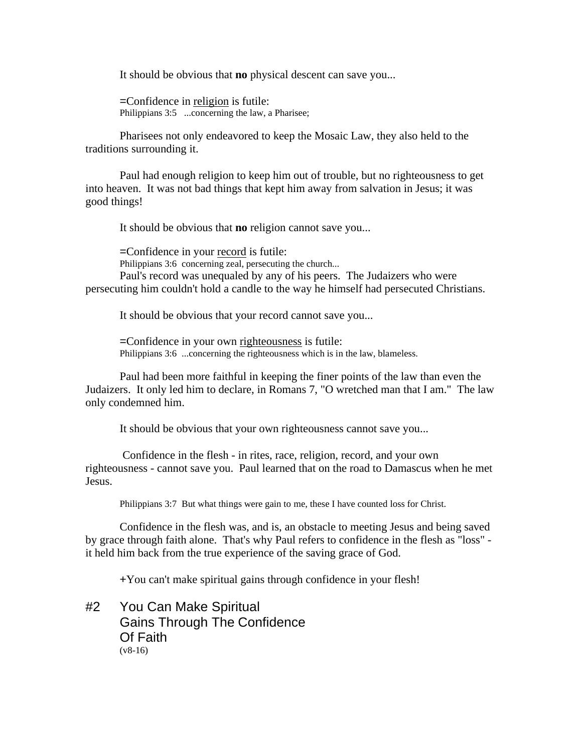It should be obvious that **no** physical descent can save you...

=Confidence in <u>religion</u> is futile:
Philippians 3:5 ...concerning the law, a Pharisee;

Pharisees not only endeavored to keep the Mosaic Law, they also held to the traditions surrounding it.

Paul had enough religion to keep him out of trouble, but no righteousness to get into heaven. It was not bad things that kept him away from salvation in Jesus; it was good things!

It should be obvious that **no** religion cannot save you...

=Confidence in your <u>record</u> is futile:
Philippians 3:6 concerning zeal, persecuting the church...
Paul's record was unequaled by any of his peers. The Judaizers who were persecuting him couldn't hold a candle to the way he himself had persecuted Christians.

It should be obvious that your record cannot save you...

=Confidence in your own <u>righteousness</u> is futile:
Philippians 3:6 ...concerning the righteousness which is in the law, blameless.

Paul had been more faithful in keeping the finer points of the law than even the Judaizers. It only led him to declare, in Romans 7, "O wretched man that I am." The law only condemned him.

It should be obvious that your own righteousness cannot save you...

Confidence in the flesh - in rites, race, religion, record, and your own righteousness - cannot save you. Paul learned that on the road to Damascus when he met Jesus.

Philippians 3:7 But what things were gain to me, these I have counted loss for Christ.

Confidence in the flesh was, and is, an obstacle to meeting Jesus and being saved by grace through faith alone. That's why Paul refers to confidence in the flesh as "loss" - it held him back from the true experience of the saving grace of God.

+You can't make spiritual gains through confidence in your flesh!

## #2 You Can Make Spiritual Gains Through The Confidence Of Faith
(v8-16)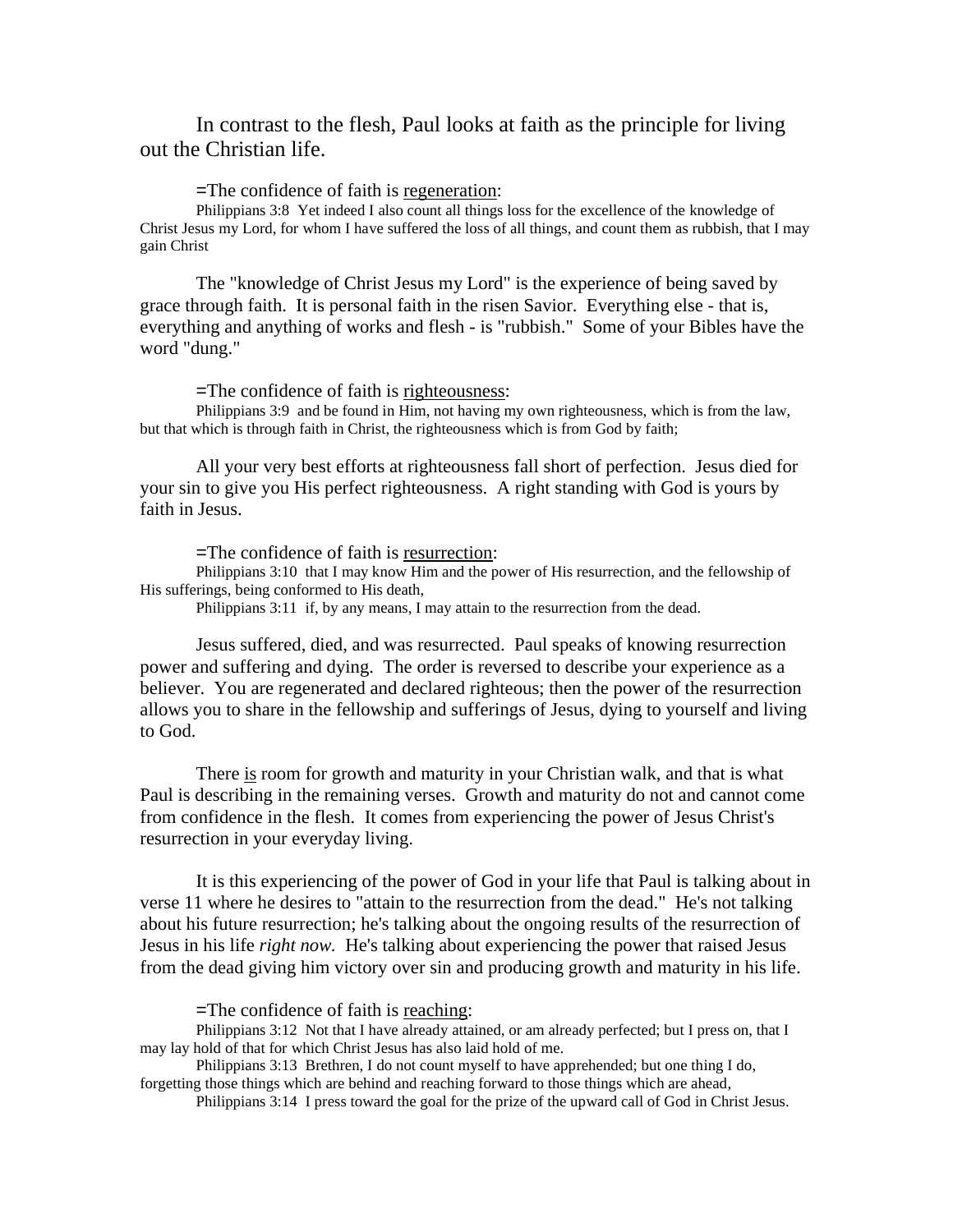In contrast to the flesh, Paul looks at faith as the principle for living out the Christian life.

=The confidence of faith is <u>regeneration</u>:

Philippians 3:8 Yet indeed I also count all things loss for the excellence of the knowledge of Christ Jesus my Lord, for whom I have suffered the loss of all things, and count them as rubbish, that I may gain Christ

The "knowledge of Christ Jesus my Lord" is the experience of being saved by grace through faith. It is personal faith in the risen Savior. Everything else - that is, everything and anything of works and flesh - is "rubbish." Some of your Bibles have the word "dung."

=The confidence of faith is <u>righteousness</u>:

Philippians 3:9 and be found in Him, not having my own righteousness, which is from the law, but that which is through faith in Christ, the righteousness which is from God by faith;

All your very best efforts at righteousness fall short of perfection. Jesus died for your sin to give you His perfect righteousness. A right standing with God is yours by faith in Jesus.

=The confidence of faith is <u>resurrection</u>:

Philippians 3:10 that I may know Him and the power of His resurrection, and the fellowship of His sufferings, being conformed to His death,

Philippians 3:11 if, by any means, I may attain to the resurrection from the dead.

Jesus suffered, died, and was resurrected. Paul speaks of knowing resurrection power and suffering and dying. The order is reversed to describe your experience as a believer. You are regenerated and declared righteous; then the power of the resurrection allows you to share in the fellowship and sufferings of Jesus, dying to yourself and living to God.

There <u>is</u> room for growth and maturity in your Christian walk, and that is what Paul is describing in the remaining verses. Growth and maturity do not and cannot come from confidence in the flesh. It comes from experiencing the power of Jesus Christ's resurrection in your everyday living.

It is this experiencing of the power of God in your life that Paul is talking about in verse 11 where he desires to "attain to the resurrection from the dead." He's not talking about his future resurrection; he's talking about the ongoing results of the resurrection of Jesus in his life *right now.* He's talking about experiencing the power that raised Jesus from the dead giving him victory over sin and producing growth and maturity in his life.

=The confidence of faith is <u>reaching</u>:

Philippians 3:12 Not that I have already attained, or am already perfected; but I press on, that I may lay hold of that for which Christ Jesus has also laid hold of me.

Philippians 3:13 Brethren, I do not count myself to have apprehended; but one thing I do, forgetting those things which are behind and reaching forward to those things which are ahead,

Philippians 3:14 I press toward the goal for the prize of the upward call of God in Christ Jesus.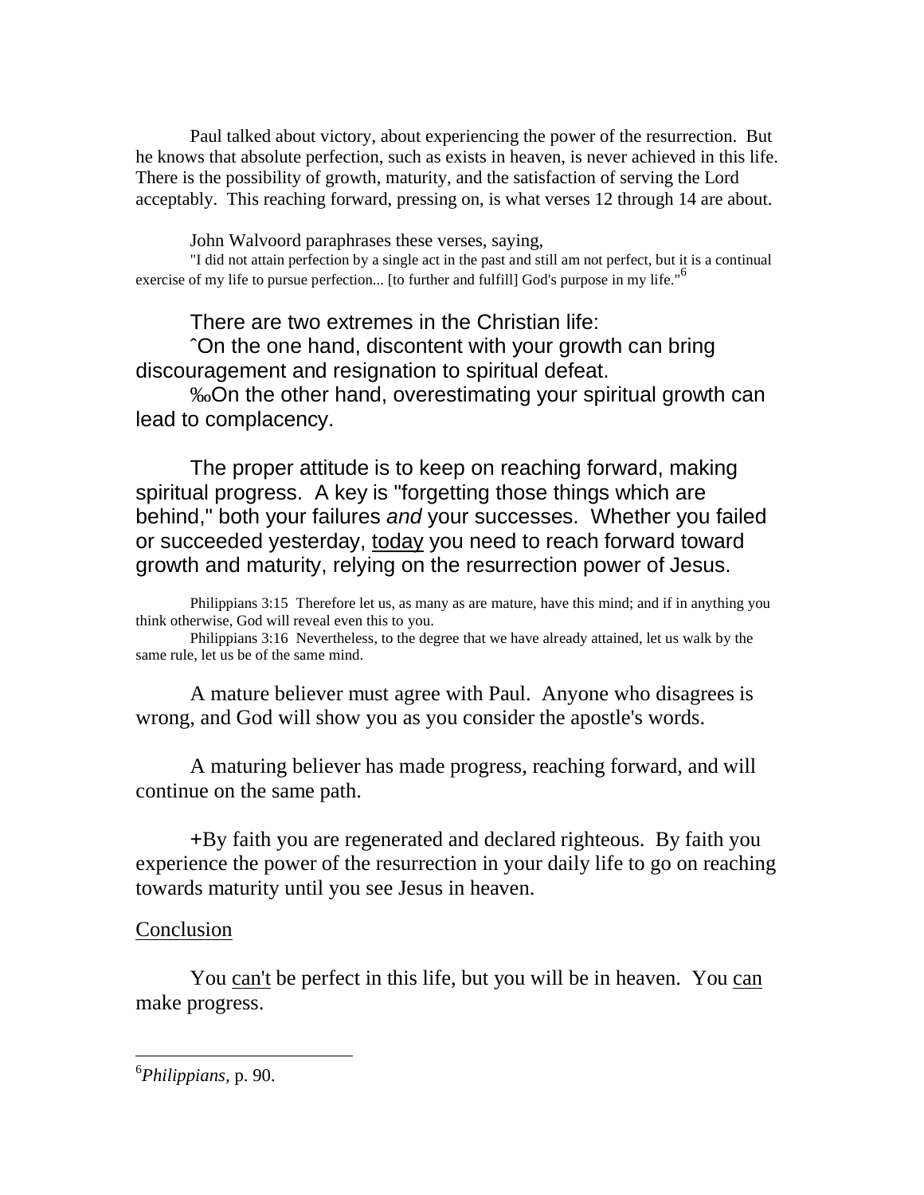Paul talked about victory, about experiencing the power of the resurrection. But he knows that absolute perfection, such as exists in heaven, is never achieved in this life. There is the possibility of growth, maturity, and the satisfaction of serving the Lord acceptably. This reaching forward, pressing on, is what verses 12 through 14 are about.

John Walvoord paraphrases these verses, saying,

"I did not attain perfection by a single act in the past and still am not perfect, but it is a continual exercise of my life to pursue perfection... [to further and fulfill] God's purpose in my life."[6]

There are two extremes in the Christian life:

ˆOn the one hand, discontent with your growth can bring discouragement and resignation to spiritual defeat.

‰On the other hand, overestimating your spiritual growth can lead to complacency.

The proper attitude is to keep on reaching forward, making spiritual progress. A key is "forgetting those things which are behind," both your failures *and* your successes. Whether you failed or succeeded yesterday, today you need to reach forward toward growth and maturity, relying on the resurrection power of Jesus.

Philippians 3:15 Therefore let us, as many as are mature, have this mind; and if in anything you think otherwise, God will reveal even this to you.

Philippians 3:16 Nevertheless, to the degree that we have already attained, let us walk by the same rule, let us be of the same mind.

A mature believer must agree with Paul. Anyone who disagrees is wrong, and God will show you as you consider the apostle's words.

A maturing believer has made progress, reaching forward, and will continue on the same path.

+By faith you are regenerated and declared righteous. By faith you experience the power of the resurrection in your daily life to go on reaching towards maturity until you see Jesus in heaven.

## Conclusion

You can't be perfect in this life, but you will be in heaven. You can make progress.

---

[6] *Philippians*, p. 90.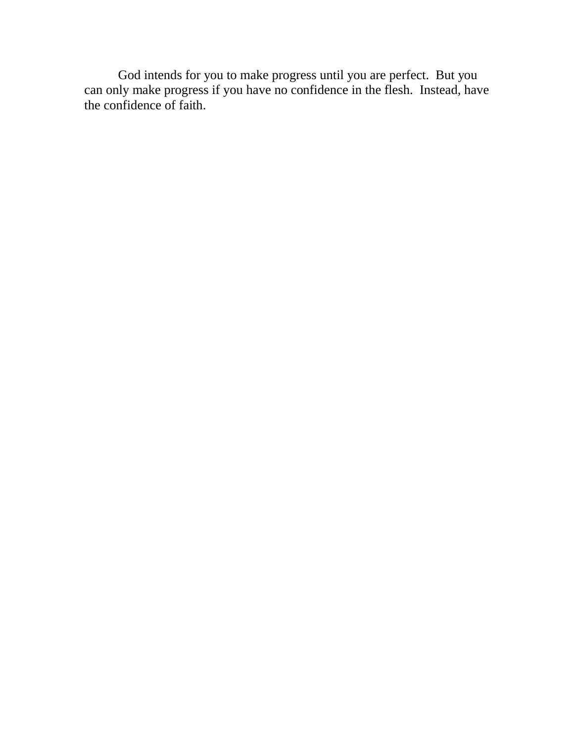God intends for you to make progress until you are perfect. But you can only make progress if you have no confidence in the flesh. Instead, have the confidence of faith.